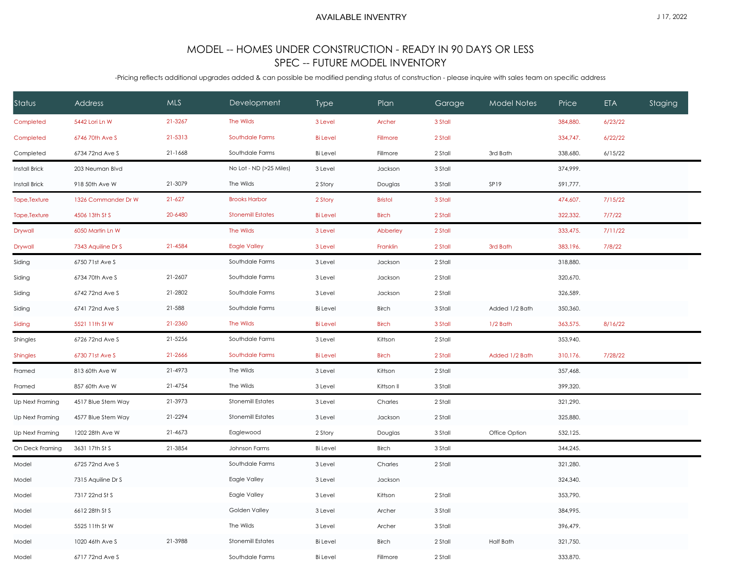# AVAILABLE INVENTRY

J 17, 2022

## MODEL -- HOMES UNDER CONSTRUCTION - READY IN 90 DAYS OR LESS
## SPEC -- FUTURE MODEL INVENTORY

-Pricing reflects additional upgrades added & can possible be modified pending status of construction - please inquire with sales team on specific address

| Status | Address | MLS | Development | Type | Plan | Garage | Model Notes | Price | ETA | Staging |
|---|---|---|---|---|---|---|---|---|---|---|
| Completed | 5442 Lori Ln W | 21-3267 | The Wilds | 3 Level | Archer | 3 Stall | | 384,880. | 6/23/22 | |
| Completed | 6746 70th Ave S | 21-5313 | Southdale Farms | Bi Level | Fillmore | 2 Stall | | 334,747. | 6/22/22 | |
| Completed | 6734 72nd Ave S | 21-1668 | Southdale Farms | Bi Level | Fillmore | 2 Stall | 3rd Bath | 338,680. | 6/15/22 | |
| Install Brick | 203 Neuman Blvd | | No Lot - ND (>25 Miles) | 3 Level | Jackson | 3 Stall | | 374,999. | | |
| Install Brick | 918 50th Ave W | 21-3079 | The Wilds | 2 Story | Douglas | 3 Stall | SP19 | 591,777. | | |
| Tape,Texture | 1326 Commander Dr W | 21-627 | Brooks Harbor | 2 Story | Bristol | 3 Stall | | 474,607. | 7/15/22 | |
| Tape,Texture | 4506 13th St S | 20-6480 | Stonemill Estates | Bi Level | Birch | 2 Stall | | 322,332. | 7/7/22 | |
| Drywall | 6050 Martin Ln W | | The Wilds | 3 Level | Abberley | 2 Stall | | 333,475. | 7/11/22 | |
| Drywall | 7343 Aquiline Dr S | 21-4584 | Eagle Valley | 3 Level | Franklin | 2 Stall | 3rd Bath | 383,196. | 7/8/22 | |
| Siding | 6750 71st Ave S | | Southdale Farms | 3 Level | Jackson | 2 Stall | | 318,880. | | |
| Siding | 6734 70th Ave S | 21-2607 | Southdale Farms | 3 Level | Jackson | 2 Stall | | 320,670. | | |
| Siding | 6742 72nd Ave S | 21-2802 | Southdale Farms | 3 Level | Jackson | 2 Stall | | 326,589. | | |
| Siding | 6741 72nd Ave S | 21-588 | Southdale Farms | Bi Level | Birch | 3 Stall | Added 1/2 Bath | 350,360. | | |
| Siding | 5521 11th St W | 21-2360 | The Wilds | Bi Level | Birch | 3 Stall | 1/2 Bath | 363,575. | 8/16/22 | |
| Shingles | 6726 72nd Ave S | 21-5256 | Southdale Farms | 3 Level | Kittson | 2 Stall | | 353,940. | | |
| Shingles | 6730 71st Ave S | 21-2666 | Southdale Farms | Bi Level | Birch | 2 Stall | Added 1/2 Bath | 310,176. | 7/28/22 | |
| Framed | 813 60th Ave W | 21-4973 | The Wilds | 3 Level | Kittson | 2 Stall | | 357,468. | | |
| Framed | 857 60th Ave W | 21-4754 | The Wilds | 3 Level | Kittson II | 3 Stall | | 399,320. | | |
| Up Next Framing | 4517 Blue Stem Way | 21-3973 | Stonemill Estates | 3 Level | Charles | 2 Stall | | 321,290. | | |
| Up Next Framing | 4577 Blue Stem Way | 21-2294 | Stonemill Estates | 3 Level | Jackson | 2 Stall | | 325,880. | | |
| Up Next Framing | 1202 28th Ave W | 21-4673 | Eaglewood | 2 Story | Douglas | 3 Stall | Office Option | 532,125. | | |
| On Deck Framing | 3631 17th St S | 21-3854 | Johnson Farms | Bi Level | Birch | 3 Stall | | 344,245. | | |
| Model | 6725 72nd Ave S | | Southdale Farms | 3 Level | Charles | 2 Stall | | 321,280. | | |
| Model | 7315 Aquiline Dr S | | Eagle Valley | 3 Level | Jackson | | | 324,340. | | |
| Model | 7317 22nd St S | | Eagle Valley | 3 Level | Kittson | 2 Stall | | 353,790. | | |
| Model | 6612 28th St S | | Golden Valley | 3 Level | Archer | 3 Stall | | 384,995. | | |
| Model | 5525 11th St W | | The Wilds | 3 Level | Archer | 3 Stall | | 396,479. | | |
| Model | 1020 46th Ave S | 21-3988 | Stonemill Estates | Bi Level | Birch | 2 Stall | Half Bath | 321,750. | | |
| Model | 6717 72nd Ave S | | Southdale Farms | Bi Level | Fillmore | 2 Stall | | 333,870. | | |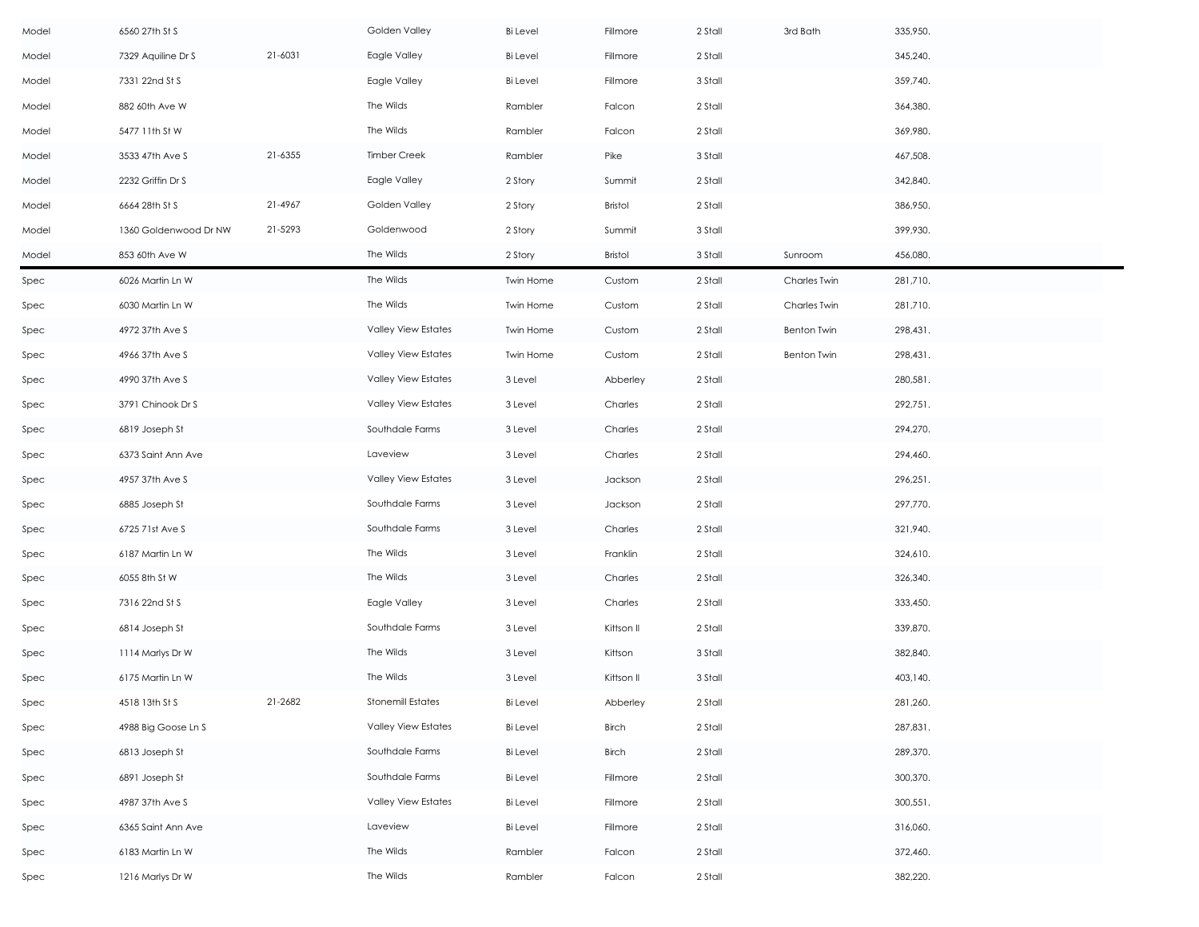| | | | | | | | | |
|---|---|---|---|---|---|---|---|---|
| Model | 6560 27th St S | | Golden Valley | Bi Level | Fillmore | 2 Stall | 3rd Bath | 335,950. |
| Model | 7329 Aquiline Dr S | 21-6031 | Eagle Valley | Bi Level | Fillmore | 2 Stall | | 345,240. |
| Model | 7331 22nd St S | | Eagle Valley | Bi Level | Fillmore | 3 Stall | | 359,740. |
| Model | 882 60th Ave W | | The Wilds | Rambler | Falcon | 2 Stall | | 364,380. |
| Model | 5477 11th St W | | The Wilds | Rambler | Falcon | 2 Stall | | 369,980. |
| Model | 3533 47th Ave S | 21-6355 | Timber Creek | Rambler | Pike | 3 Stall | | 467,508. |
| Model | 2232 Griffin Dr S | | Eagle Valley | 2 Story | Summit | 2 Stall | | 342,840. |
| Model | 6664 28th St S | 21-4967 | Golden Valley | 2 Story | Bristol | 2 Stall | | 386,950. |
| Model | 1360 Goldenwood Dr NW | 21-5293 | Goldenwood | 2 Story | Summit | 3 Stall | | 399,930. |
| Model | 853 60th Ave W | | The Wilds | 2 Story | Bristol | 3 Stall | Sunroom | 456,080. |
| Spec | 6026 Martin Ln W | | The Wilds | Twin Home | Custom | 2 Stall | Charles Twin | 281,710. |
| Spec | 6030 Martin Ln W | | The Wilds | Twin Home | Custom | 2 Stall | Charles Twin | 281,710. |
| Spec | 4972 37th Ave S | | Valley View Estates | Twin Home | Custom | 2 Stall | Benton Twin | 298,431. |
| Spec | 4966 37th Ave S | | Valley View Estates | Twin Home | Custom | 2 Stall | Benton Twin | 298,431. |
| Spec | 4990 37th Ave S | | Valley View Estates | 3 Level | Abberley | 2 Stall | | 280,581. |
| Spec | 3791 Chinook Dr S | | Valley View Estates | 3 Level | Charles | 2 Stall | | 292,751. |
| Spec | 6819 Joseph St | | Southdale Farms | 3 Level | Charles | 2 Stall | | 294,270. |
| Spec | 6373 Saint Ann Ave | | Laveview | 3 Level | Charles | 2 Stall | | 294,460. |
| Spec | 4957 37th Ave S | | Valley View Estates | 3 Level | Jackson | 2 Stall | | 296,251. |
| Spec | 6885 Joseph St | | Southdale Farms | 3 Level | Jackson | 2 Stall | | 297,770. |
| Spec | 6725 71st Ave S | | Southdale Farms | 3 Level | Charles | 2 Stall | | 321,940. |
| Spec | 6187 Martin Ln W | | The Wilds | 3 Level | Franklin | 2 Stall | | 324,610. |
| Spec | 6055 8th St W | | The Wilds | 3 Level | Charles | 2 Stall | | 326,340. |
| Spec | 7316 22nd St S | | Eagle Valley | 3 Level | Charles | 2 Stall | | 333,450. |
| Spec | 6814 Joseph St | | Southdale Farms | 3 Level | Kittson II | 2 Stall | | 339,870. |
| Spec | 1114 Marlys Dr W | | The Wilds | 3 Level | Kittson | 3 Stall | | 382,840. |
| Spec | 6175 Martin Ln W | | The Wilds | 3 Level | Kittson II | 3 Stall | | 403,140. |
| Spec | 4518 13th St S | 21-2682 | Stonemill Estates | Bi Level | Abberley | 2 Stall | | 281,260. |
| Spec | 4988 Big Goose Ln S | | Valley View Estates | Bi Level | Birch | 2 Stall | | 287,831. |
| Spec | 6813 Joseph St | | Southdale Farms | Bi Level | Birch | 2 Stall | | 289,370. |
| Spec | 6891 Joseph St | | Southdale Farms | Bi Level | Fillmore | 2 Stall | | 300,370. |
| Spec | 4987 37th Ave S | | Valley View Estates | Bi Level | Fillmore | 2 Stall | | 300,551. |
| Spec | 6365 Saint Ann Ave | | Laveview | Bi Level | Fillmore | 2 Stall | | 316,060. |
| Spec | 6183 Martin Ln W | | The Wilds | Rambler | Falcon | 2 Stall | | 372,460. |
| Spec | 1216 Marlys Dr W | | The Wilds | Rambler | Falcon | 2 Stall | | 382,220. |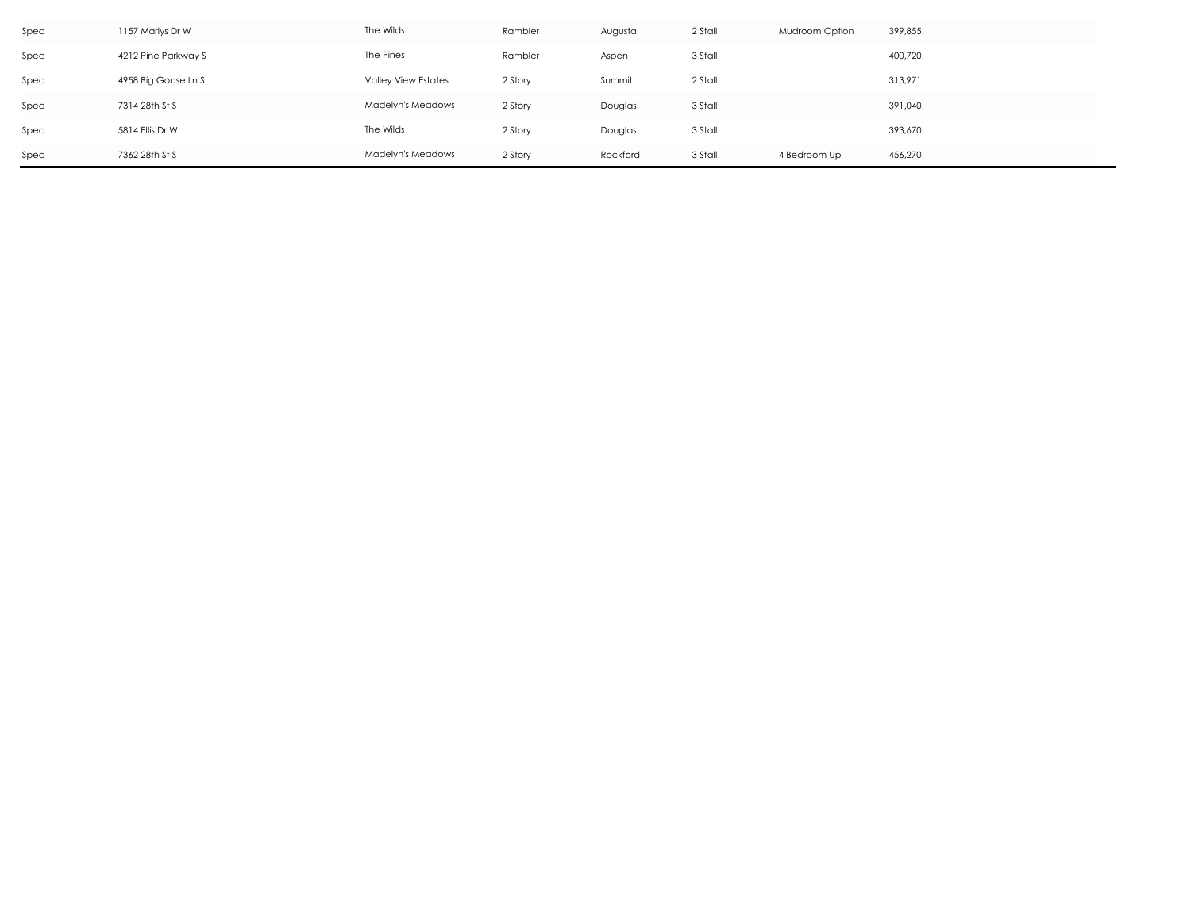| | | | | | | | |
|---|---|---|---|---|---|---|---|
| Spec | 1157 Marlys Dr W | The Wilds | Rambler | Augusta | 2 Stall | Mudroom Option | 399,855. |
| Spec | 4212 Pine Parkway S | The Pines | Rambler | Aspen | 3 Stall | | 400,720. |
| Spec | 4958 Big Goose Ln S | Valley View Estates | 2 Story | Summit | 2 Stall | | 313,971. |
| Spec | 7314 28th St S | Madelyn's Meadows | 2 Story | Douglas | 3 Stall | | 391,040. |
| Spec | 5814 Ellis Dr W | The Wilds | 2 Story | Douglas | 3 Stall | | 393,670. |
| Spec | 7362 28th St S | Madelyn's Meadows | 2 Story | Rockford | 3 Stall | 4 Bedroom Up | 456,270. |